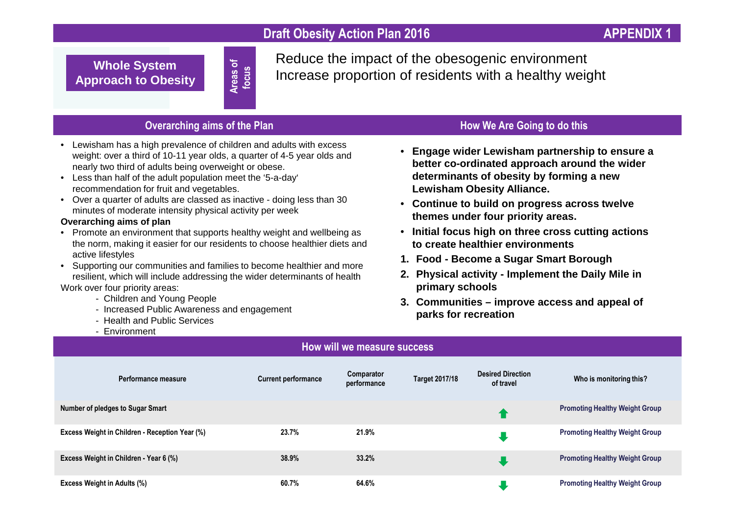# Draft Obesity Action Plan 2016

**APPENDIX 1**

**Whole System Approach to Obesity**

**Areas of focus**

Reduce the impact of the obesogenic environment
Increase proportion of residents with a healthy weight

## Overarching aims of the Plan

- Lewisham has a high prevalence of children and adults with excess weight: over a third of 10-11 year olds, a quarter of 4-5 year olds and nearly two third of adults being overweight or obese.
- Less than half of the adult population meet the '5-a-day' recommendation for fruit and vegetables.
- Over a quarter of adults are classed as inactive - doing less than 30 minutes of moderate intensity physical activity per week

**Overarching aims of plan**

- Promote an environment that supports healthy weight and wellbeing as the norm, making it easier for our residents to choose healthier diets and active lifestyles
- Supporting our communities and families to become healthier and more resilient, which will include addressing the wider determinants of health

Work over four priority areas:

- Children and Young People
- Increased Public Awareness and engagement
- Health and Public Services
- Environment

## How We Are Going to do this

- **Engage wider Lewisham partnership to ensure a better co-ordinated approach around the wider determinants of obesity by forming a new Lewisham Obesity Alliance.**
- **Continue to build on progress across twelve themes under four priority areas.**
- **Initial focus high on three cross cutting actions to create healthier environments**

1. **Food - Become a Sugar Smart Borough**
2. **Physical activity - Implement the Daily Mile in primary schools**
3. **Communities – improve access and appeal of parks for recreation**

## How will we measure success

| Performance measure | Current performance | Comparator performance | Target 2017/18 | Desired Direction of travel | Who is monitoring this? |
|---|---|---|---|---|---|
| Number of pledges to Sugar Smart | | | | ↑ | Promoting Healthy Weight Group |
| Excess Weight in Children - Reception Year (%) | 23.7% | 21.9% | | ↓ | Promoting Healthy Weight Group |
| Excess Weight in Children - Year 6 (%) | 38.9% | 33.2% | | ↓ | Promoting Healthy Weight Group |
| Excess Weight in Adults (%) | 60.7% | 64.6% | | ↓ | Promoting Healthy Weight Group |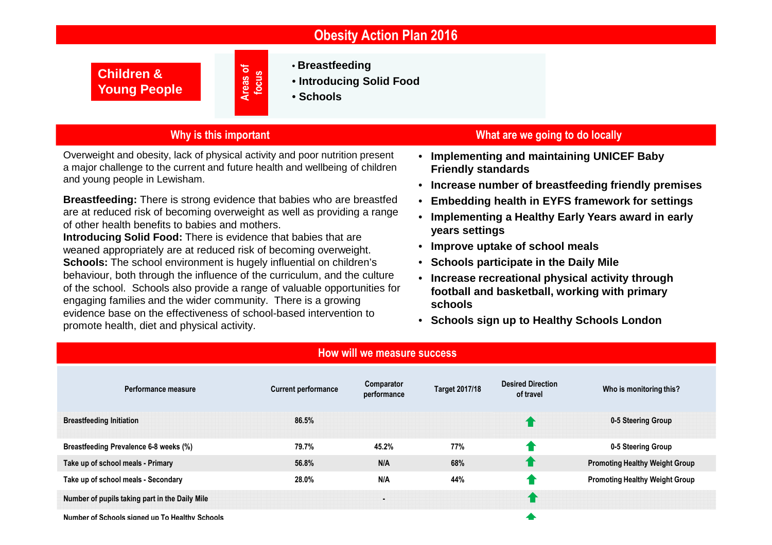# Obesity Action Plan 2016

## Children & Young People

**Areas of focus**

- **Breastfeeding**
- **Introducing Solid Food**
- **Schools**

## Why is this important

Overweight and obesity, lack of physical activity and poor nutrition present a major challenge to the current and future health and wellbeing of children and young people in Lewisham.

**Breastfeeding:** There is strong evidence that babies who are breastfed are at reduced risk of becoming overweight as well as providing a range of other health benefits to babies and mothers.

**Introducing Solid Food:** There is evidence that babies that are weaned appropriately are at reduced risk of becoming overweight.

**Schools:** The school environment is hugely influential on children's behaviour, both through the influence of the curriculum, and the culture of the school. Schools also provide a range of valuable opportunities for engaging families and the wider community. There is a growing evidence base on the effectiveness of school-based intervention to promote health, diet and physical activity.

## What are we going to do locally

- **Implementing and maintaining UNICEF Baby Friendly standards**
- **Increase number of breastfeeding friendly premises**
- **Embedding health in EYFS framework for settings**
- **Implementing a Healthy Early Years award in early years settings**
- **Improve uptake of school meals**
- **Schools participate in the Daily Mile**
- **Increase recreational physical activity through football and basketball, working with primary schools**
- **Schools sign up to Healthy Schools London**

## How will we measure success

| Performance measure | Current performance | Comparator performance | Target 2017/18 | Desired Direction of travel | Who is monitoring this? |
|---|---|---|---|---|---|
| Breastfeeding Initiation | 86.5% | | | ⬆ | 0-5 Steering Group |
| Breastfeeding Prevalence 6-8 weeks (%) | 79.7% | 45.2% | 77% | ⬆ | 0-5 Steering Group |
| Take up of school meals - Primary | 56.8% | N/A | 68% | ⬆ | Promoting Healthy Weight Group |
| Take up of school meals - Secondary | 28.0% | N/A | 44% | ⬆ | Promoting Healthy Weight Group |
| Number of pupils taking part in the Daily Mile | | - | | ⬆ | |
| Number of Schools signed up To Healthy Schools | | | | ⬆ | |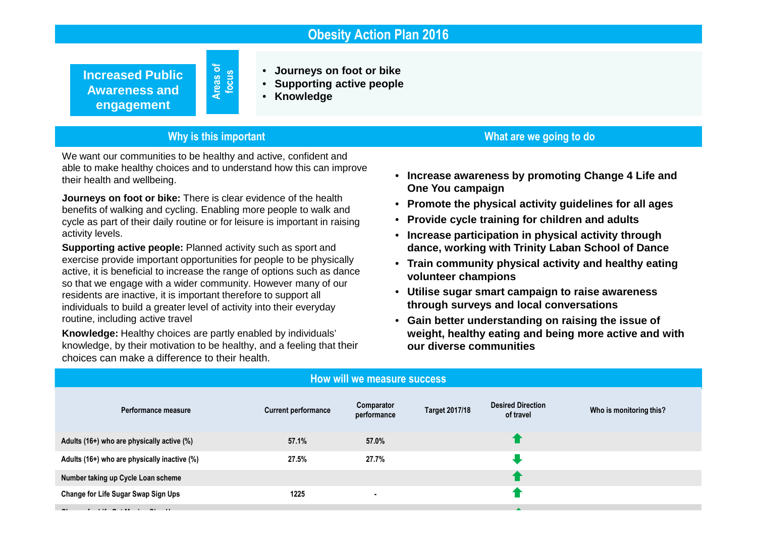# Obesity Action Plan 2016

**Increased Public Awareness and engagement**

**Areas of focus**

- **Journeys on foot or bike**
- **Supporting active people**
- **Knowledge**

## Why is this important

We want our communities to be healthy and active, confident and able to make healthy choices and to understand how this can improve their health and wellbeing.

**Journeys on foot or bike:** There is clear evidence of the health benefits of walking and cycling. Enabling more people to walk and cycle as part of their daily routine or for leisure is important in raising activity levels.

**Supporting active people:** Planned activity such as sport and exercise provide important opportunities for people to be physically active, it is beneficial to increase the range of options such as dance so that we engage with a wider community. However many of our residents are inactive, it is important therefore to support all individuals to build a greater level of activity into their everyday routine, including active travel

**Knowledge:** Healthy choices are partly enabled by individuals' knowledge, by their motivation to be healthy, and a feeling that their choices can make a difference to their health.

## What are we going to do

- **Increase awareness by promoting Change 4 Life and One You campaign**
- **Promote the physical activity guidelines for all ages**
- **Provide cycle training for children and adults**
- **Increase participation in physical activity through dance, working with Trinity Laban School of Dance**
- **Train community physical activity and healthy eating volunteer champions**
- **Utilise sugar smart campaign to raise awareness through surveys and local conversations**
- **Gain better understanding on raising the issue of weight, healthy eating and being more active and with our diverse communities**

## How will we measure success

| Performance measure | Current performance | Comparator performance | Target 2017/18 | Desired Direction of travel | Who is monitoring this? |
|---|---|---|---|---|---|
| Adults (16+) who are physically active (%) | 57.1% | 57.0% | | ⬆ | |
| Adults (16+) who are physically inactive (%) | 27.5% | 27.7% | | ⬇ | |
| Number taking up Cycle Loan scheme | | | | ⬆ | |
| Change for Life Sugar Swap Sign Ups | 1225 | - | | ⬆ | |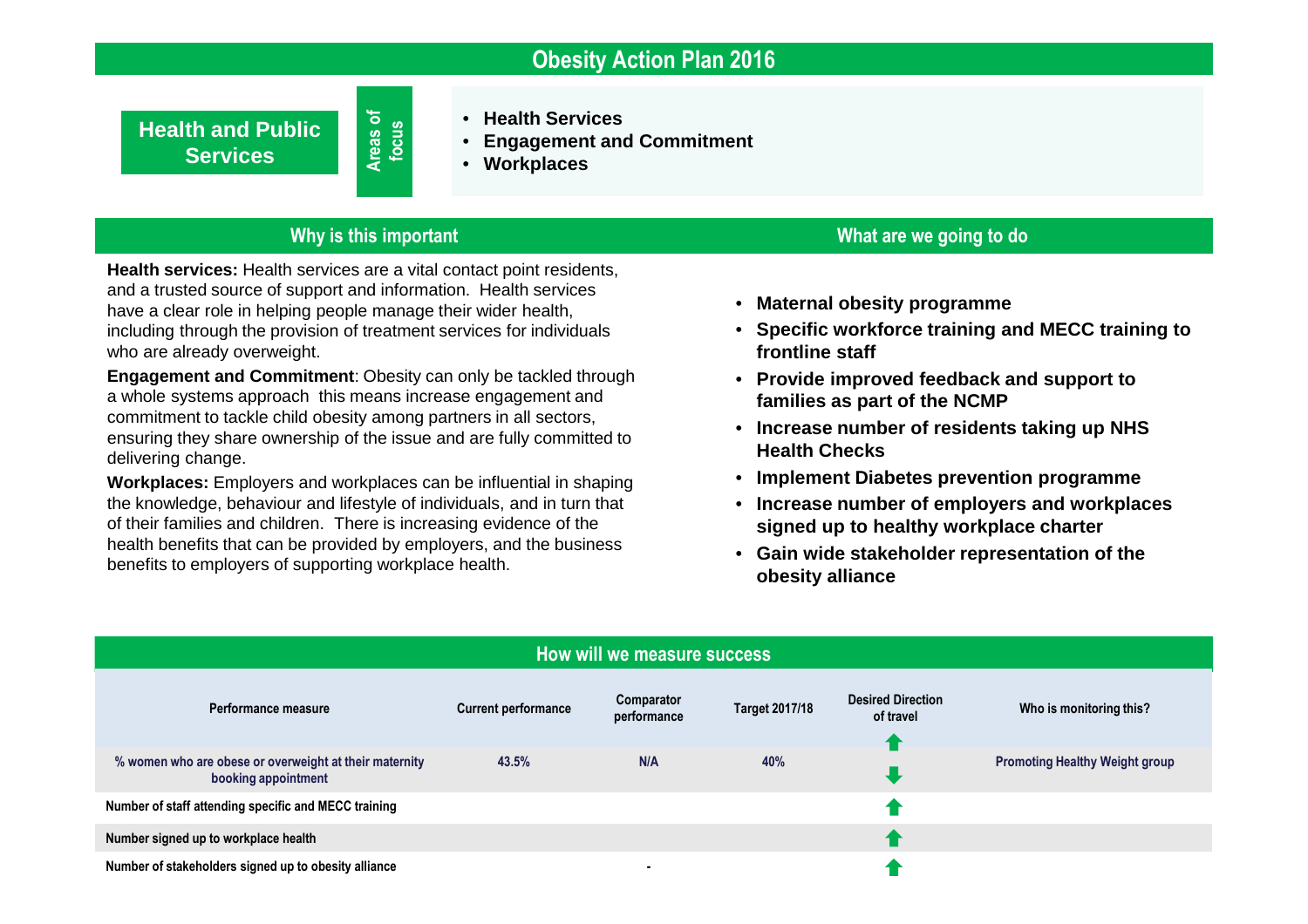# Obesity Action Plan 2016

## Health and Public Services

**Areas of focus**

- **Health Services**
- **Engagement and Commitment**
- **Workplaces**

## Why is this important

**Health services:** Health services are a vital contact point residents, and a trusted source of support and information. Health services have a clear role in helping people manage their wider health, including through the provision of treatment services for individuals who are already overweight.

**Engagement and Commitment**: Obesity can only be tackled through a whole systems approach this means increase engagement and commitment to tackle child obesity among partners in all sectors, ensuring they share ownership of the issue and are fully committed to delivering change.

**Workplaces:** Employers and workplaces can be influential in shaping the knowledge, behaviour and lifestyle of individuals, and in turn that of their families and children. There is increasing evidence of the health benefits that can be provided by employers, and the business benefits to employers of supporting workplace health.

## What are we going to do

- **Maternal obesity programme**
- **Specific workforce training and MECC training to frontline staff**
- **Provide improved feedback and support to families as part of the NCMP**
- **Increase number of residents taking up NHS Health Checks**
- **Implement Diabetes prevention programme**
- **Increase number of employers and workplaces signed up to healthy workplace charter**
- **Gain wide stakeholder representation of the obesity alliance**

## How will we measure success

| Performance measure | Current performance | Comparator performance | Target 2017/18 | Desired Direction of travel | Who is monitoring this? |
|---|---|---|---|---|---|
| % women who are obese or overweight at their maternity booking appointment | 43.5% | N/A | 40% | ⬇ | Promoting Healthy Weight group |
| Number of staff attending specific and MECC training | | | | ⬆ | |
| Number signed up to workplace health | | | | ⬆ | |
| Number of stakeholders signed up to obesity alliance | | - | | ⬆ | |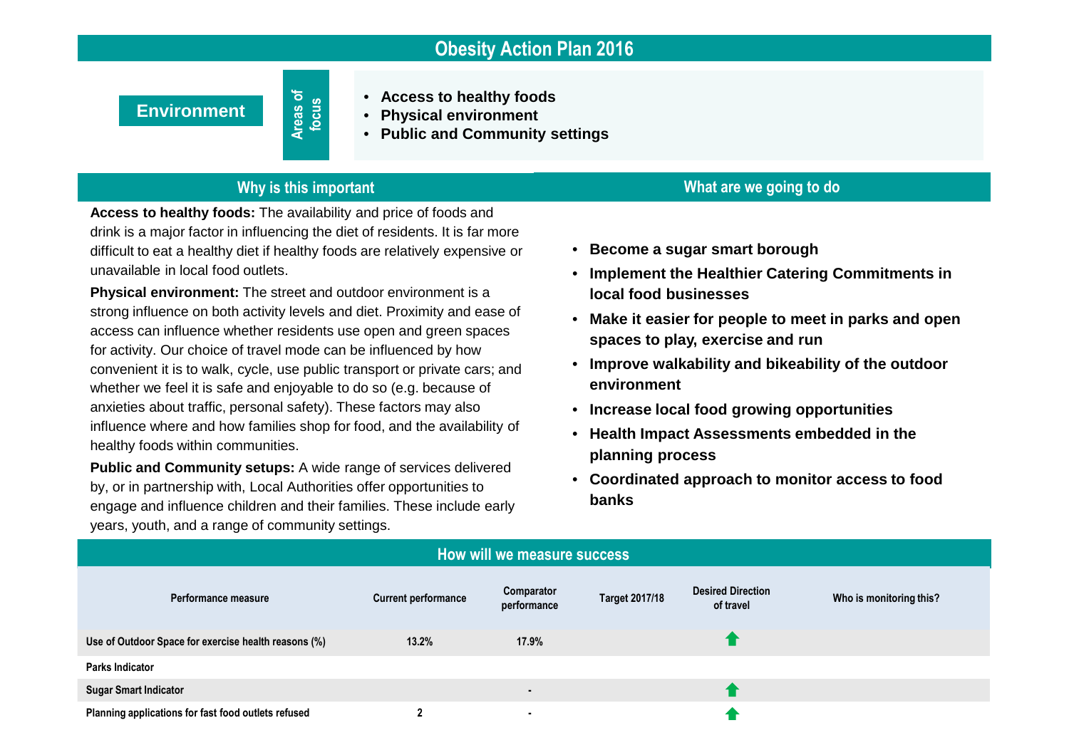# Obesity Action Plan 2016

**Environment**

**Areas of focus**

- **Access to healthy foods**
- **Physical environment**
- **Public and Community settings**

## Why is this important

**Access to healthy foods:** The availability and price of foods and drink is a major factor in influencing the diet of residents. It is far more difficult to eat a healthy diet if healthy foods are relatively expensive or unavailable in local food outlets.

**Physical environment:** The street and outdoor environment is a strong influence on both activity levels and diet. Proximity and ease of access can influence whether residents use open and green spaces for activity. Our choice of travel mode can be influenced by how convenient it is to walk, cycle, use public transport or private cars; and whether we feel it is safe and enjoyable to do so (e.g. because of anxieties about traffic, personal safety). These factors may also influence where and how families shop for food, and the availability of healthy foods within communities.

**Public and Community setups:** A wide range of services delivered by, or in partnership with, Local Authorities offer opportunities to engage and influence children and their families. These include early years, youth, and a range of community settings.

## What are we going to do

- **Become a sugar smart borough**
- **Implement the Healthier Catering Commitments in local food businesses**
- **Make it easier for people to meet in parks and open spaces to play, exercise and run**
- **Improve walkability and bikeability of the outdoor environment**
- **Increase local food growing opportunities**
- **Health Impact Assessments embedded in the planning process**
- **Coordinated approach to monitor access to food banks**

## How will we measure success

| Performance measure | Current performance | Comparator performance | Target 2017/18 | Desired Direction of travel | Who is monitoring this? |
|---|---|---|---|---|---|
| Use of Outdoor Space for exercise health reasons (%) | 13.2% | 17.9% | | ↑ | |
| Parks Indicator | | | | | |
| Sugar Smart Indicator | | - | | ↑ | |
| Planning applications for fast food outlets refused | 2 | - | | ↑ | |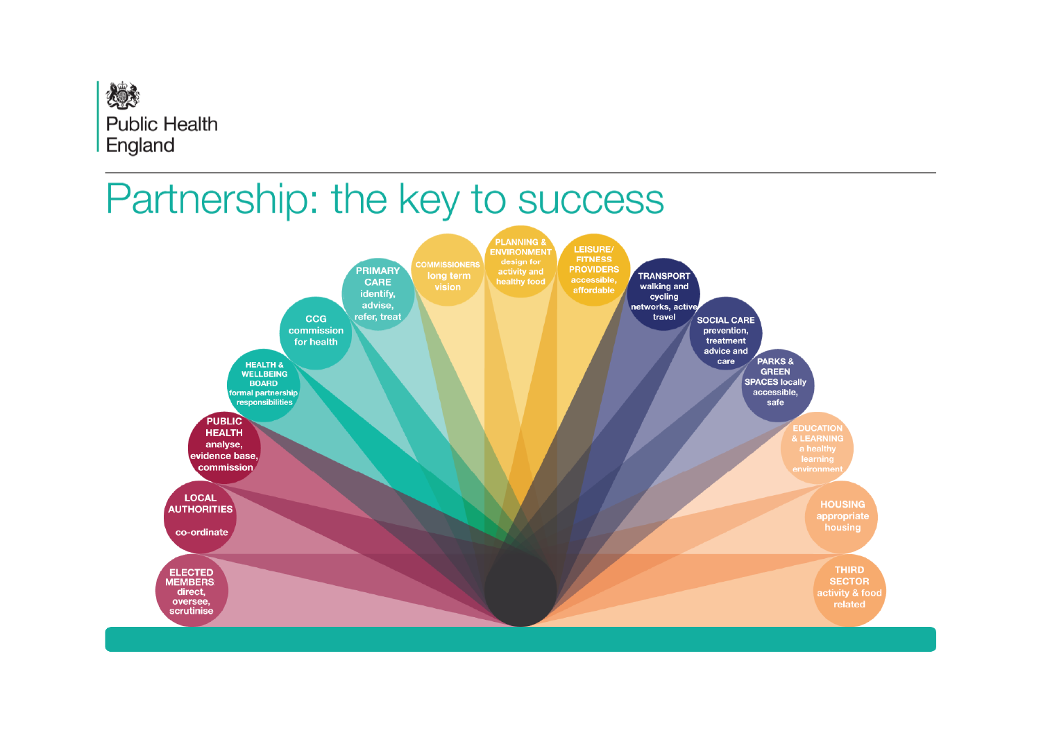Public Health England

# Partnership: the key to success

ELECTED MEMBERS direct, oversee, scrutinise

LOCAL AUTHORITIES co-ordinate

PUBLIC HEALTH analyse, evidence base, commission

HEALTH & WELLBEING BOARD formal partnership responsibilities

CCG commission for health

PRIMARY CARE identify, advise, refer, treat

COMMISSIONERS long term vision

PLANNING & ENVIRONMENT design for activity and healthy food

LEISURE/ FITNESS PROVIDERS accessible, affordable

TRANSPORT walking and cycling networks, active travel

SOCIAL CARE prevention, treatment advice and care

PARKS & GREEN SPACES locally accessible, safe

EDUCATION & LEARNING a healthy learning environment

HOUSING appropriate housing

THIRD SECTOR activity & food related